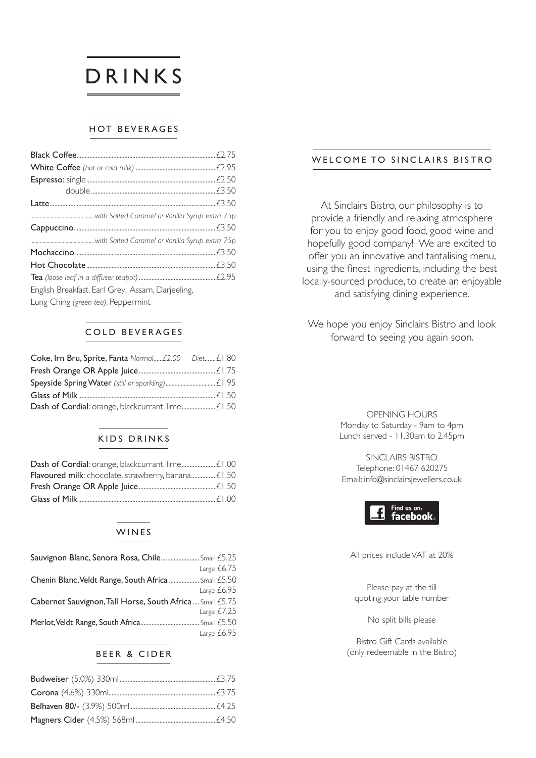# DRINKS

## HOT BEVERAGES

| Item | Price |
|---|---|
| **Black Coffee** | £2.75 |
| **White Coffee** *(hot or cold milk)* | £2.95 |
| **Espresso**: single | £2.50 |
| double | £3.50 |
| **Latte** | £3.50 |
| *with Salted Caramel or Vanilla Syrup extra 75p* | |
| **Cappuccino** | £3.50 |
| *with Salted Caramel or Vanilla Syrup extra 75p* | |
| **Mochaccino** | £3.50 |
| **Hot Chocolate** | £3.50 |
| **Tea** *(loose leaf in a diffuser teapot)* | £2.95 |

English Breakfast, Earl Grey, Assam, Darjeeling,
Lung Ching *(green tea)*, Peppermint

## COLD BEVERAGES

| Item | Price |
|---|---|
| **Coke, Irn Bru, Sprite, Fanta** *Normal......£2.00* | *Diet*......£1.80 |
| **Fresh Orange OR Apple Juice** | £1.75 |
| **Speyside Spring Water** *(still or sparkling)* | £1.95 |
| **Glass of Milk** | £1.50 |
| **Dash of Cordial**: orange, blackcurrant, lime | £1.50 |

## KIDS DRINKS

| Item | Price |
|---|---|
| **Dash of Cordial**: orange, blackcurrant, lime | £1.00 |
| **Flavoured milk**: chocolate, strawberry, banana | £1.50 |
| **Fresh Orange OR Apple Juice** | £1.50 |
| **Glass of Milk** | £1.00 |

## WINES

| Item | Small | Large |
|---|---|---|
| **Sauvignon Blanc, Senora Rosa, Chile** | £5.25 | £6.75 |
| **Chenin Blanc, Veldt Range, South Africa** | £5.50 | £6.95 |
| **Cabernet Sauvignon, Tall Horse, South Africa** | £5.75 | £7.25 |
| **Merlot, Veldt Range, South Africa** | £5.50 | £6.95 |

## BEER & CIDER

| Item | Price |
|---|---|
| **Budweiser** (5.0%) 330ml | £3.75 |
| **Corona** (4.6%) 330ml | £3.75 |
| **Belhaven 80/-** (3.9%) 500ml | £4.25 |
| **Magners Cider** (4.5%) 568ml | £4.50 |

## WELCOME TO SINCLAIRS BISTRO

At Sinclairs Bistro, our philosophy is to provide a friendly and relaxing atmosphere for you to enjoy good food, good wine and hopefully good company! We are excited to offer you an innovative and tantalising menu, using the finest ingredients, including the best locally-sourced produce, to create an enjoyable and satisfying dining experience.

We hope you enjoy Sinclairs Bistro and look forward to seeing you again soon.

OPENING HOURS
Monday to Saturday - 9am to 4pm
Lunch served - 11.30am to 2.45pm

SINCLAIRS BISTRO
Telephone: 01467 620275
Email: info@sinclairsjewellers.co.uk

Find us on: facebook

All prices include VAT at 20%

Please pay at the till quoting your table number

No split bills please

Bistro Gift Cards available (only redeemable in the Bistro)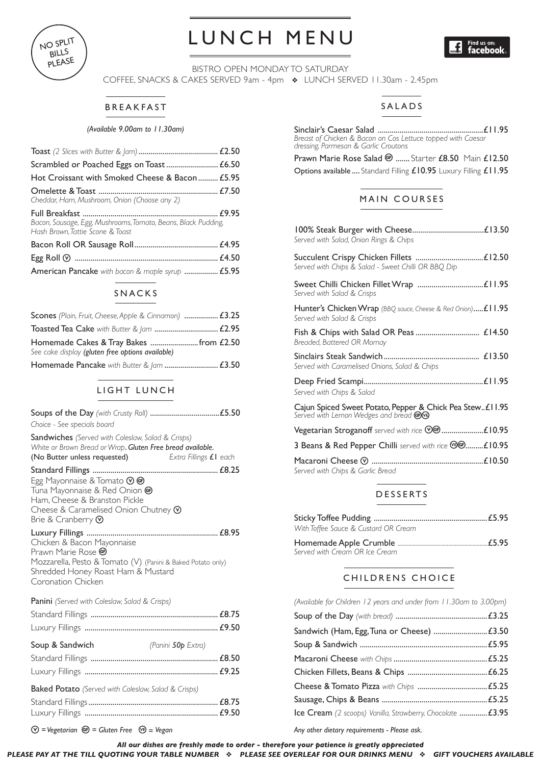NO SPLIT BILLS PLEASE

# LUNCH MENU

Find us on: facebook

BISTRO OPEN MONDAY TO SATURDAY

COFFEE, SNACKS & CAKES SERVED 9am - 4pm ❖ LUNCH SERVED 11.30am - 2.45pm

## BREAKFAST

*(Available 9.00am to 11.30am)*

Toast *(2 Slices with Butter & Jam)* .......... £2.50

Scrambled or Poached Eggs on Toast .......... £6.50

Hot Croissant with Smoked Cheese & Bacon .......... £5.95

Omelette & Toast .......... £7.50
*Cheddar, Ham, Mushroom, Onion (Choose any 2)*

Full Breakfast .......... £9.95
*Bacon, Sausage, Egg, Mushrooms, Tomato, Beans, Black Pudding, Hash Brown, Tattie Scone & Toast*

Bacon Roll OR Sausage Roll .......... £4.95

Egg Roll (V) .......... £4.50

American Pancake *with bacon & maple syrup* .......... £5.95

## SNACKS

Scones *(Plain, Fruit, Cheese, Apple & Cinnamon)* .......... £3.25

Toasted Tea Cake *with Butter & Jam* .......... £2.95

Homemade Cakes & Tray Bakes .......... from £2.50
*See cake display **(gluten free options available)***

Homemade Pancake *with Butter & Jam* .......... £3.50

## LIGHT LUNCH

Soups of the Day *(with Crusty Roll)* .......... £5.50
*Choice - See specials board*

Sandwiches *(Served with Coleslaw, Salad & Crisps)*
*White or Brown Bread or Wrap. **Gluten Free bread available.***
(No Butter unless requested) *Extra Fillings* £1 *each*

Standard Fillings .......... £8.25
- Egg Mayonnaise & Tomato (V) (GF)
- Tuna Mayonnaise & Red Onion (GF)
- Ham, Cheese & Branston Pickle
- Cheese & Caramelised Onion Chutney (V)
- Brie & Cranberry (V)

Luxury Fillings .......... £8.95
- Chicken & Bacon Mayonnaise
- Prawn Marie Rose (GF)
- Mozzarella, Pesto & Tomato (V) (Panini & Baked Potato only)
- Shredded Honey Roast Ham & Mustard
- Coronation Chicken

Panini *(Served with Coleslaw, Salad & Crisps)*

Standard Fillings .......... £8.75

Luxury Fillings .......... £9.50

Soup & Sandwich *(Panini 50p Extra)*

Standard Fillings .......... £8.50

Luxury Fillings .......... £9.25

Baked Potato *(Served with Coleslaw, Salad & Crisps)*

Standard Fillings .......... £8.75

Luxury Fillings .......... £9.50

*(V) = Vegetarian (GF) = Gluten Free (VE) = Vegan*

## SALADS

Sinclair's Caesar Salad .......... £11.95
*Breast of Chicken & Bacon on Cos Lettuce topped with Caesar dressing, Parmesan & Garlic Croutons*

Prawn Marie Rose Salad (GF) .......... Starter £8.50 Main £12.50

Options available .... Standard Filling £10.95 Luxury Filling £11.95

## MAIN COURSES

100% Steak Burger with Cheese .......... £13.50
*Served with Salad, Onion Rings & Chips*

Succulent Crispy Chicken Fillets .......... £12.50
*Served with Chips & Salad - Sweet Chilli OR BBQ Dip*

Sweet Chilli Chicken Fillet Wrap .......... £11.95
*Served with Salad & Crisps*

Hunter's Chicken Wrap *(BBQ sauce, Cheese & Red Onion)* .......... £11.95
*Served with Salad & Crisps*

Fish & Chips with Salad OR Peas .......... £14.50
*Breaded, Battered OR Mornay*

Sinclairs Steak Sandwich .......... £13.50
*Served with Caramelised Onions, Salad & Chips*

Deep Fried Scampi .......... £11.95
*Served with Chips & Salad*

Cajun Spiced Sweet Potato, Pepper & Chick Pea Stew .. £11.95
*Served with Lemon Wedges and bread* (GF)(VE)

Vegetarian Stroganoff *served with rice* (V)(GF) .......... £10.95

3 Beans & Red Pepper Chilli *served with rice* (VE)(GF) .......... £10.95

Macaroni Cheese (V) .......... £10.50
*Served with Chips & Garlic Bread*

## DESSERTS

Sticky Toffee Pudding .......... £5.95
*With Toffee Sauce & Custard OR Cream*

Homemade Apple Crumble .......... £5.95
*Served with Cream OR Ice Cream*

## CHILDRENS CHOICE

*(Available for Children 12 years and under from 11.30am to 3.00pm)*

Soup of the Day *(with bread)* .......... £3.25

Sandwich (Ham, Egg, Tuna or Cheese) .......... £3.50

Soup & Sandwich .......... £5.95

Macaroni Cheese *with Chips* .......... £5.25

Chicken Fillets, Beans & Chips .......... £6.25

Cheese & Tomato Pizza *with Chips* .......... £5.25

Sausage, Chips & Beans .......... £5.25

Ice Cream *(2 scoops) Vanilla, Strawberry, Chocolate* .......... £3.95

*Any other dietary requirements - Please ask.*

***All our dishes are freshly made to order - therefore your patience is greatly appreciated***

***PLEASE PAY AT THE TILL QUOTING YOUR TABLE NUMBER ❖ PLEASE SEE OVERLEAF FOR OUR DRINKS MENU ❖ GIFT VOUCHERS AVAILABLE***